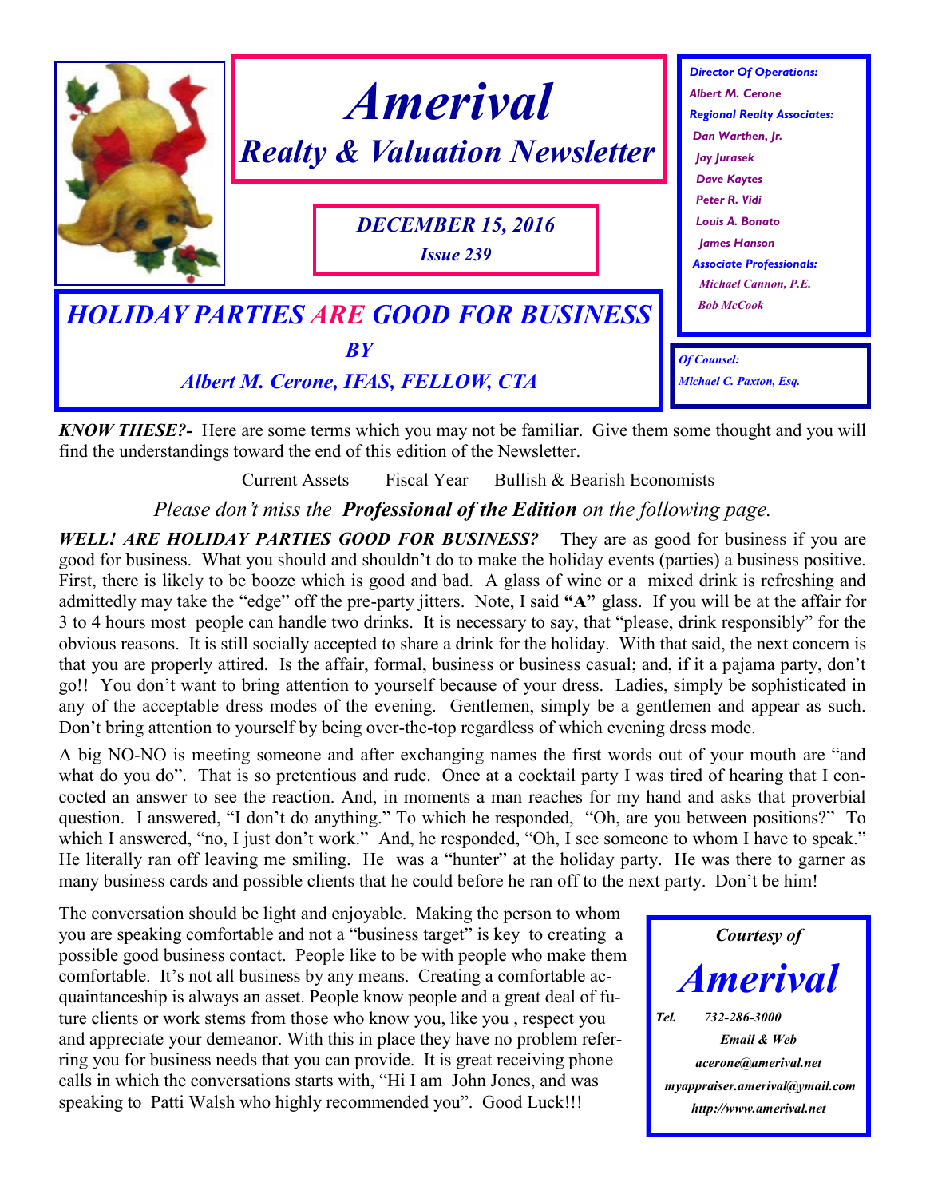# Amerival

## Realty & Valuation Newsletter

*DECEMBER 15, 2016*

*Issue 239*

***Director Of Operations:***
*Albert M. Cerone*

***Regional Realty Associates:***
*Dan Warthen, Jr.*
*Jay Jurasek*
*Dave Kaytes*
*Peter R. Vidi*
*Louis A. Bonato*
*James Hanson*

***Associate Professionals:***
*Michael Cannon, P.E.*
*Bob McCook*

***Of Counsel:***
*Michael C. Paxton, Esq.*

## *HOLIDAY PARTIES ARE GOOD FOR BUSINESS*

*BY*

*Albert M. Cerone, IFAS, FELLOW, CTA*

***KNOW THESE?-*** Here are some terms which you may not be familiar. Give them some thought and you will find the understandings toward the end of this edition of the Newsletter.

Current Assets    Fiscal Year    Bullish & Bearish Economists

*Please don't miss the **Professional of the Edition** on the following page.*

***WELL! ARE HOLIDAY PARTIES GOOD FOR BUSINESS?*** They are as good for business if you are good for business. What you should and shouldn't do to make the holiday events (parties) a business positive. First, there is likely to be booze which is good and bad. A glass of wine or a mixed drink is refreshing and admittedly may take the "edge" off the pre-party jitters. Note, I said **"A"** glass. If you will be at the affair for 3 to 4 hours most people can handle two drinks. It is necessary to say, that "please, drink responsibly" for the obvious reasons. It is still socially accepted to share a drink for the holiday. With that said, the next concern is that you are properly attired. Is the affair, formal, business or business casual; and, if it a pajama party, don't go!! You don't want to bring attention to yourself because of your dress. Ladies, simply be sophisticated in any of the acceptable dress modes of the evening. Gentlemen, simply be a gentlemen and appear as such. Don't bring attention to yourself by being over-the-top regardless of which evening dress mode.

A big NO-NO is meeting someone and after exchanging names the first words out of your mouth are "and what do you do". That is so pretentious and rude. Once at a cocktail party I was tired of hearing that I concocted an answer to see the reaction. And, in moments a man reaches for my hand and asks that proverbial question. I answered, "I don't do anything." To which he responded, "Oh, are you between positions?" To which I answered, "no, I just don't work." And, he responded, "Oh, I see someone to whom I have to speak." He literally ran off leaving me smiling. He was a "hunter" at the holiday party. He was there to garner as many business cards and possible clients that he could before he ran off to the next party. Don't be him!

The conversation should be light and enjoyable. Making the person to whom you are speaking comfortable and not a "business target" is key to creating a possible good business contact. People like to be with people who make them comfortable. It's not all business by any means. Creating a comfortable acquaintanceship is always an asset. People know people and a great deal of future clients or work stems from those who know you, like you , respect you and appreciate your demeanor. With this in place they have no problem referring you for business needs that you can provide. It is great receiving phone calls in which the conversations starts with, "Hi I am John Jones, and was speaking to Patti Walsh who highly recommended you". Good Luck!!!

*Courtesy of*

***Amerival***

***Tel. 732-286-3000***

***Email & Web***

***acerone@amerival.net***

***myappraiser.amerival@ymail.com***

***http://www.amerival.net***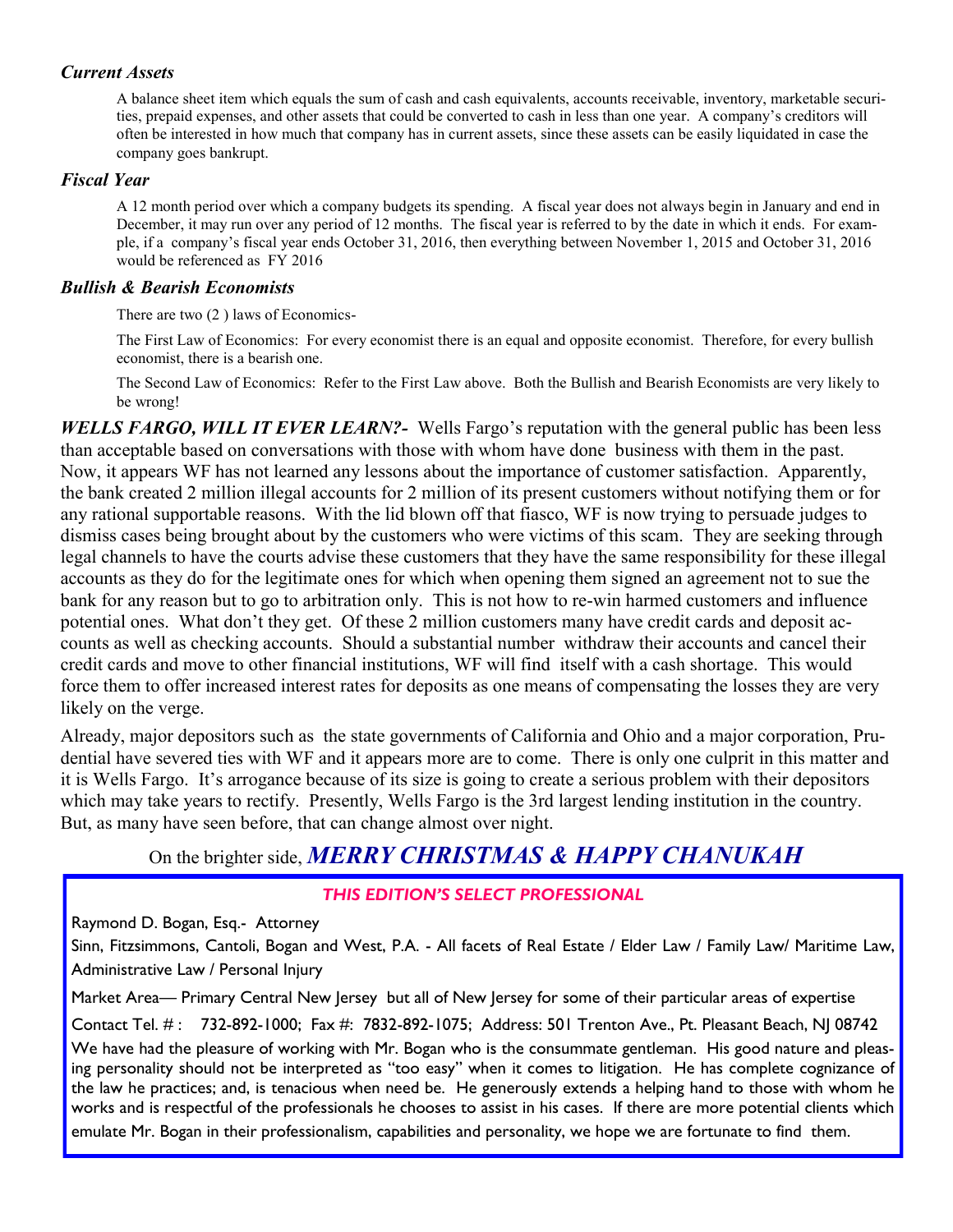### *Current Assets*

A balance sheet item which equals the sum of cash and cash equivalents, accounts receivable, inventory, marketable securities, prepaid expenses, and other assets that could be converted to cash in less than one year. A company's creditors will often be interested in how much that company has in current assets, since these assets can be easily liquidated in case the company goes bankrupt.

### *Fiscal Year*

A 12 month period over which a company budgets its spending. A fiscal year does not always begin in January and end in December, it may run over any period of 12 months. The fiscal year is referred to by the date in which it ends. For example, if a company's fiscal year ends October 31, 2016, then everything between November 1, 2015 and October 31, 2016 would be referenced as FY 2016

### *Bullish & Bearish Economists*

There are two (2 ) laws of Economics-

The First Law of Economics: For every economist there is an equal and opposite economist. Therefore, for every bullish economist, there is a bearish one.

The Second Law of Economics: Refer to the First Law above. Both the Bullish and Bearish Economists are very likely to be wrong!

***WELLS FARGO, WILL IT EVER LEARN?-*** Wells Fargo's reputation with the general public has been less than acceptable based on conversations with those with whom have done business with them in the past. Now, it appears WF has not learned any lessons about the importance of customer satisfaction. Apparently, the bank created 2 million illegal accounts for 2 million of its present customers without notifying them or for any rational supportable reasons. With the lid blown off that fiasco, WF is now trying to persuade judges to dismiss cases being brought about by the customers who were victims of this scam. They are seeking through legal channels to have the courts advise these customers that they have the same responsibility for these illegal accounts as they do for the legitimate ones for which when opening them signed an agreement not to sue the bank for any reason but to go to arbitration only. This is not how to re-win harmed customers and influence potential ones. What don't they get. Of these 2 million customers many have credit cards and deposit accounts as well as checking accounts. Should a substantial number withdraw their accounts and cancel their credit cards and move to other financial institutions, WF will find itself with a cash shortage. This would force them to offer increased interest rates for deposits as one means of compensating the losses they are very likely on the verge.

Already, major depositors such as the state governments of California and Ohio and a major corporation, Prudential have severed ties with WF and it appears more are to come. There is only one culprit in this matter and it is Wells Fargo. It's arrogance because of its size is going to create a serious problem with their depositors which may take years to rectify. Presently, Wells Fargo is the 3rd largest lending institution in the country. But, as many have seen before, that can change almost over night.

On the brighter side, ***MERRY CHRISTMAS & HAPPY CHANUKAH***

***THIS EDITION'S SELECT PROFESSIONAL***

Raymond D. Bogan, Esq.- Attorney

Sinn, Fitzsimmons, Cantoli, Bogan and West, P.A. - All facets of Real Estate / Elder Law / Family Law/ Maritime Law, Administrative Law / Personal Injury

Market Area— Primary Central New Jersey but all of New Jersey for some of their particular areas of expertise

Contact Tel. # : 732-892-1000; Fax #: 7832-892-1075; Address: 501 Trenton Ave., Pt. Pleasant Beach, NJ 08742

We have had the pleasure of working with Mr. Bogan who is the consummate gentleman. His good nature and pleasing personality should not be interpreted as "too easy" when it comes to litigation. He has complete cognizance of the law he practices; and, is tenacious when need be. He generously extends a helping hand to those with whom he works and is respectful of the professionals he chooses to assist in his cases. If there are more potential clients which emulate Mr. Bogan in their professionalism, capabilities and personality, we hope we are fortunate to find them.